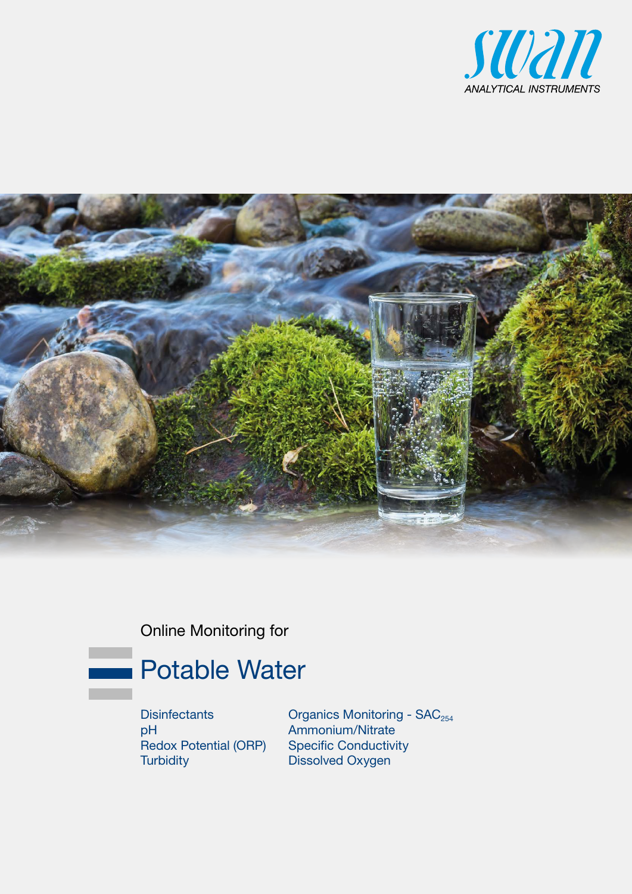swan

ANALYTICAL INSTRUMENTS

Online Monitoring for

# Potable Water

- Disinfectants
- pH
- Redox Potential (ORP)
- Turbidity
- Organics Monitoring - $SAC_{254}$
- Ammonium/Nitrate
- Specific Conductivity
- Dissolved Oxygen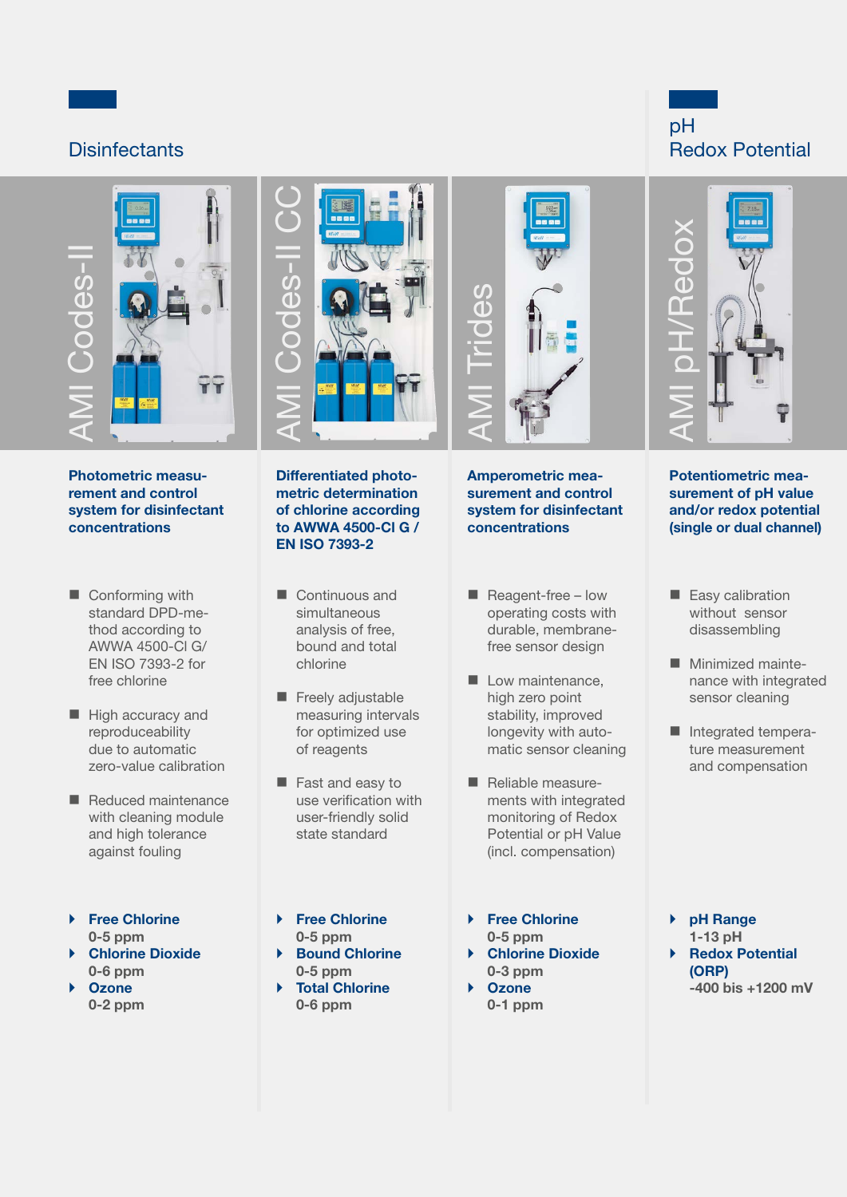## Disinfectants

### AMI Codes-II

**Photometric measurement and control system for disinfectant concentrations**

- Conforming with standard DPD-method according to AWWA 4500-Cl G/ EN ISO 7393-2 for free chlorine
- High accuracy and reproduceability due to automatic zero-value calibration
- Reduced maintenance with cleaning module and high tolerance against fouling

- **Free Chlorine** 0-5 ppm
- **Chlorine Dioxide** 0-6 ppm
- **Ozone** 0-2 ppm

### AMI Codes-II CC

**Differentiated photometric determination of chlorine according to AWWA 4500-Cl G / EN ISO 7393-2**

- Continuous and simultaneous analysis of free, bound and total chlorine
- Freely adjustable measuring intervals for optimized use of reagents
- Fast and easy to use verification with user-friendly solid state standard

- **Free Chlorine** 0-5 ppm
- **Bound Chlorine** 0-5 ppm
- **Total Chlorine** 0-6 ppm

### AMI Trides

**Amperometric measurement and control system for disinfectant concentrations**

- Reagent-free – low operating costs with durable, membrane-free sensor design
- Low maintenance, high zero point stability, improved longevity with automatic sensor cleaning
- Reliable measurements with integrated monitoring of Redox Potential or pH Value (incl. compensation)

- **Free Chlorine** 0-5 ppm
- **Chlorine Dioxide** 0-3 ppm
- **Ozone** 0-1 ppm

## pH Redox Potential

### AMI pH/Redox

**Potentiometric measurement of pH value and/or redox potential (single or dual channel)**

- Easy calibration without sensor disassembling
- Minimized maintenance with integrated sensor cleaning
- Integrated temperature measurement and compensation

- **pH Range** 1-13 pH
- **Redox Potential (ORP)** -400 bis +1200 mV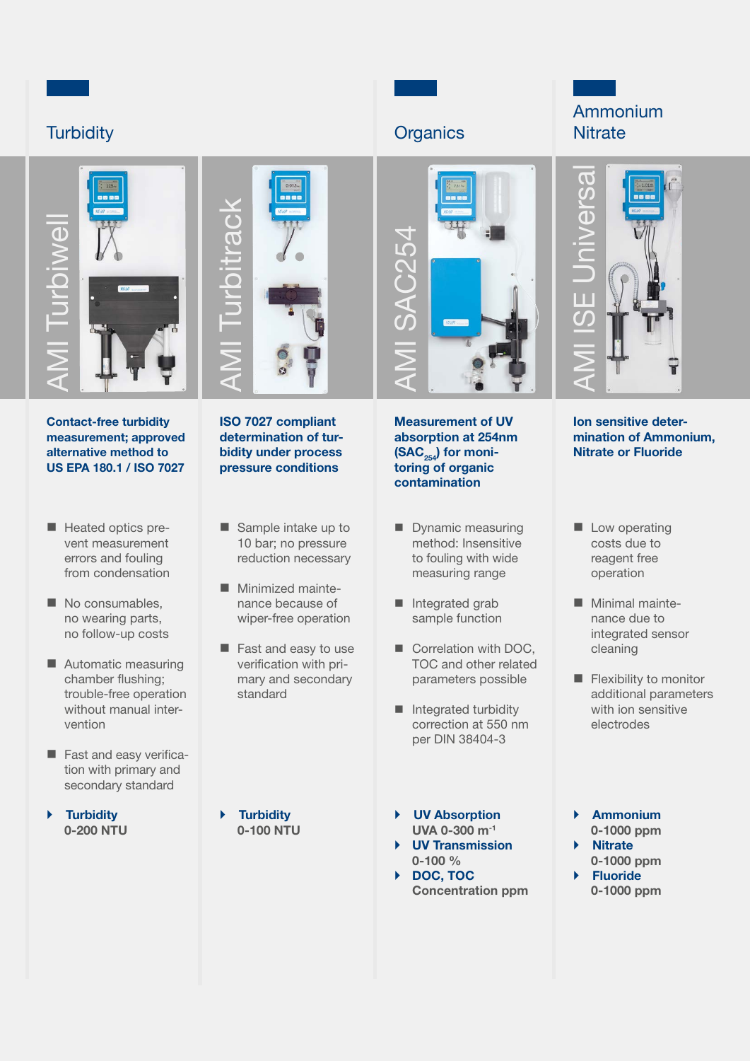## Turbidity

### AMI Turbiwell

**Contact-free turbidity measurement; approved alternative method to US EPA 180.1 / ISO 7027**

- Heated optics prevent measurement errors and fouling from condensation
- No consumables, no wearing parts, no follow-up costs
- Automatic measuring chamber flushing; trouble-free operation without manual intervention
- Fast and easy verification with primary and secondary standard

**Turbidity**
**0-200 NTU**

### AMI Turbitrack

**ISO 7027 compliant determination of turbidity under process pressure conditions**

- Sample intake up to 10 bar; no pressure reduction necessary
- Minimized maintenance because of wiper-free operation
- Fast and easy to use verification with primary and secondary standard

**Turbidity**
**0-100 NTU**

## Organics

### AMI SAC254

**Measurement of UV absorption at 254nm ($SAC_{254}$) for monitoring of organic contamination**

- Dynamic measuring method: Insensitive to fouling with wide measuring range
- Integrated grab sample function
- Correlation with DOC, TOC and other related parameters possible
- Integrated turbidity correction at 550 nm per DIN 38404-3

- **UV Absorption**
  **UVA 0-300 $m^{-1}$**
- **UV Transmission**
  **0-100 %**
- **DOC, TOC**
  **Concentration ppm**

## Ammonium Nitrate

### AMI ISE Universal

**Ion sensitive determination of Ammonium, Nitrate or Fluoride**

- Low operating costs due to reagent free operation
- Minimal maintenance due to integrated sensor cleaning
- Flexibility to monitor additional parameters with ion sensitive electrodes

- **Ammonium**
  **0-1000 ppm**
- **Nitrate**
  **0-1000 ppm**
- **Fluoride**
  **0-1000 ppm**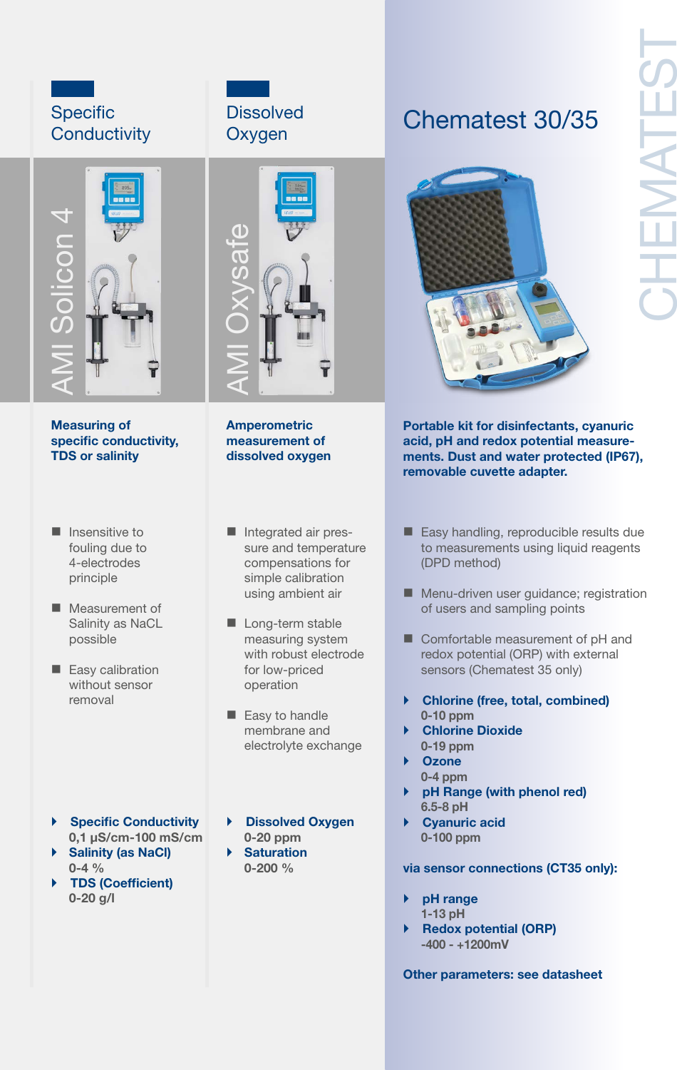## Specific Conductivity

### AMI Solicon 4

**Measuring of specific conductivity, TDS or salinity**

- Insensitive to fouling due to 4-electrodes principle
- Measurement of Salinity as NaCL possible
- Easy calibration without sensor removal

- **Specific Conductivity**
  **0,1 µS/cm-100 mS/cm**
- **Salinity (as NaCl)**
  **0-4 %**
- **TDS (Coefficient)**
  **0-20 g/l**

## Dissolved Oxygen

### AMI Oxysafe

**Amperometric measurement of dissolved oxygen**

- Integrated air pressure and temperature compensations for simple calibration using ambient air
- Long-term stable measuring system with robust electrode for low-priced operation
- Easy to handle membrane and electrolyte exchange

- **Dissolved Oxygen**
  **0-20 ppm**
- **Saturation**
  **0-200 %**

## Chematest 30/35

CHEMATEST

**Portable kit for disinfectants, cyanuric acid, pH and redox potential measurements. Dust and water protected (IP67), removable cuvette adapter.**

- Easy handling, reproducible results due to measurements using liquid reagents (DPD method)
- Menu-driven user guidance; registration of users and sampling points
- Comfortable measurement of pH and redox potential (ORP) with external sensors (Chematest 35 only)

- **Chlorine (free, total, combined)**
  **0-10 ppm**
- **Chlorine Dioxide**
  **0-19 ppm**
- **Ozone**
  **0-4 ppm**
- **pH Range (with phenol red)**
  **6.5-8 pH**
- **Cyanuric acid**
  **0-100 ppm**

**via sensor connections (CT35 only):**

- **pH range**
  **1-13 pH**
- **Redox potential (ORP)**
  **-400 - +1200mV**

**Other parameters: see datasheet**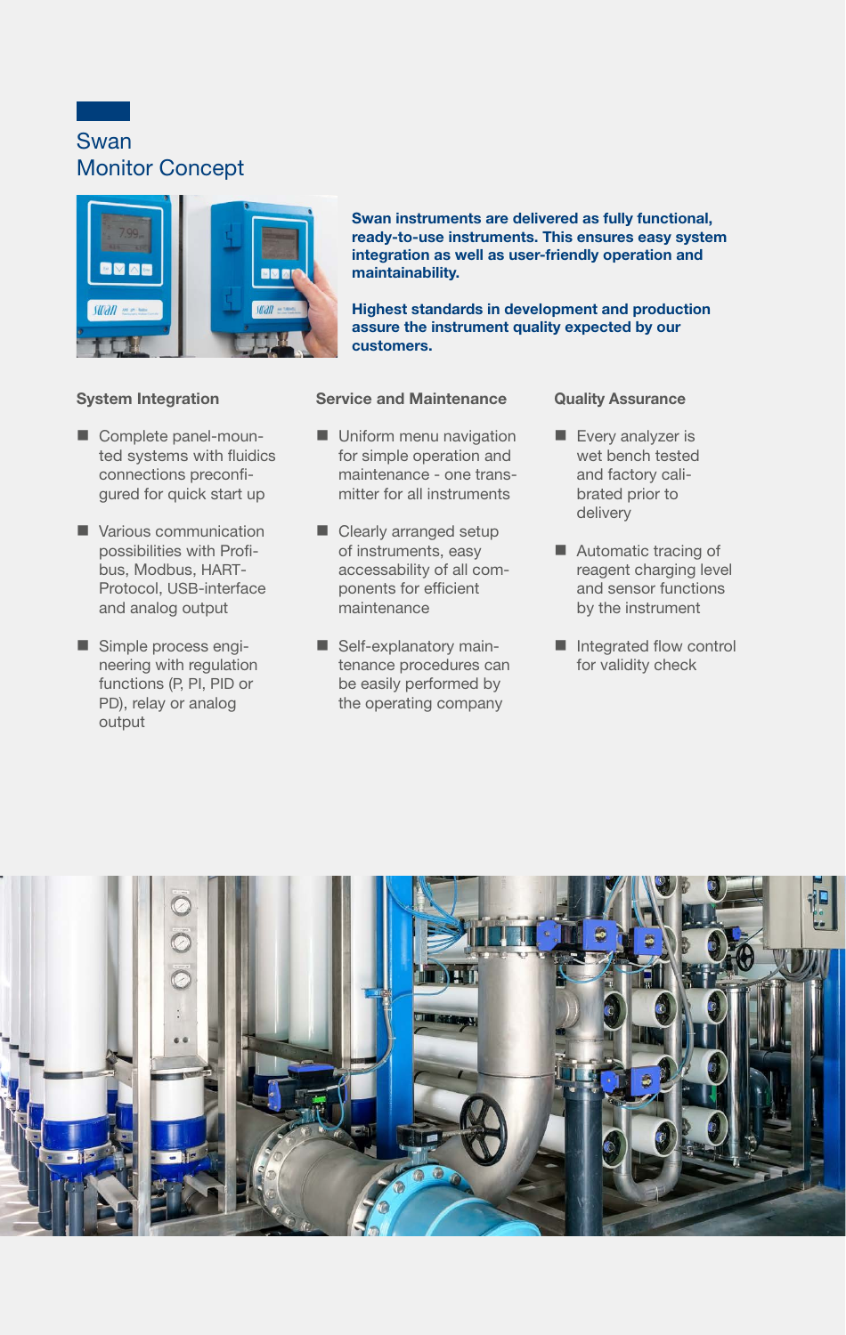# Swan Monitor Concept

**Swan instruments are delivered as fully functional, ready-to-use instruments. This ensures easy system integration as well as user-friendly operation and maintainability.**

**Highest standards in development and production assure the instrument quality expected by our customers.**

### System Integration

- Complete panel-mounted systems with fluidics connections preconfigured for quick start up
- Various communication possibilities with Profibus, Modbus, HART-Protocol, USB-interface and analog output
- Simple process engineering with regulation functions (P, PI, PID or PD), relay or analog output

### Service and Maintenance

- Uniform menu navigation for simple operation and maintenance - one transmitter for all instruments
- Clearly arranged setup of instruments, easy accessability of all components for efficient maintenance
- Self-explanatory maintenance procedures can be easily performed by the operating company

### Quality Assurance

- Every analyzer is wet bench tested and factory calibrated prior to delivery
- Automatic tracing of reagent charging level and sensor functions by the instrument
- Integrated flow control for validity check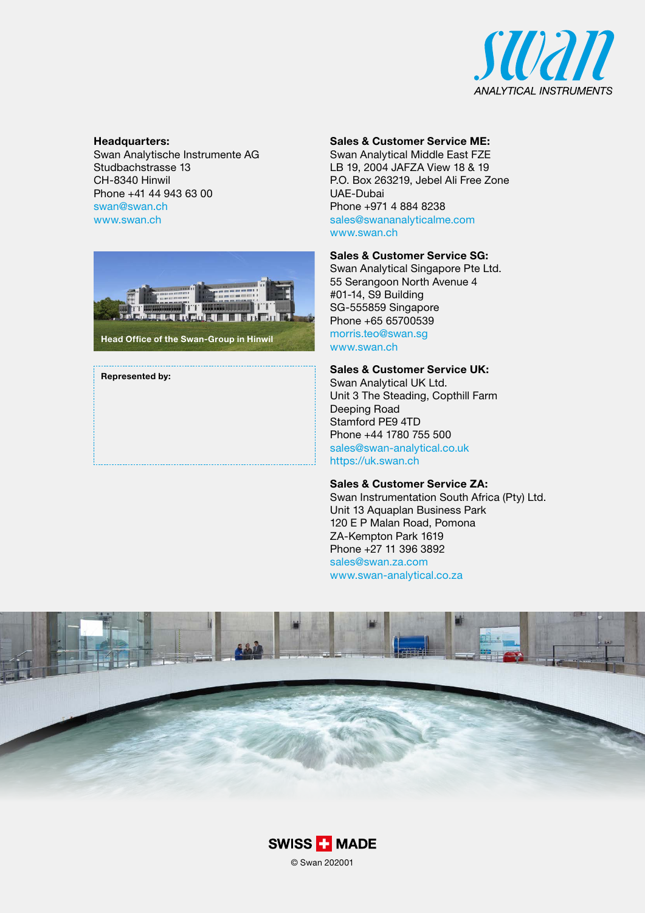swan
ANALYTICAL INSTRUMENTS

**Headquarters:**
Swan Analytische Instrumente AG
Studbachstrasse 13
CH-8340 Hinwil
Phone +41 44 943 63 00
swan@swan.ch
www.swan.ch

Head Office of the Swan-Group in Hinwil

**Represented by:**

**Sales & Customer Service ME:**
Swan Analytical Middle East FZE
LB 19, 2004 JAFZA View 18 & 19
P.O. Box 263219, Jebel Ali Free Zone
UAE-Dubai
Phone +971 4 884 8238
sales@swananalyticalme.com
www.swan.ch

**Sales & Customer Service SG:**
Swan Analytical Singapore Pte Ltd.
55 Serangoon North Avenue 4
#01-14, S9 Building
SG-555859 Singapore
Phone +65 65700539
morris.teo@swan.sg
www.swan.ch

**Sales & Customer Service UK:**
Swan Analytical UK Ltd.
Unit 3 The Steading, Copthill Farm
Deeping Road
Stamford PE9 4TD
Phone +44 1780 755 500
sales@swan-analytical.co.uk
https://uk.swan.ch

**Sales & Customer Service ZA:**
Swan Instrumentation South Africa (Pty) Ltd.
Unit 13 Aquaplan Business Park
120 E P Malan Road, Pomona
ZA-Kempton Park 1619
Phone +27 11 396 3892
sales@swan.za.com
www.swan-analytical.co.za

SWISS MADE

© Swan 202001